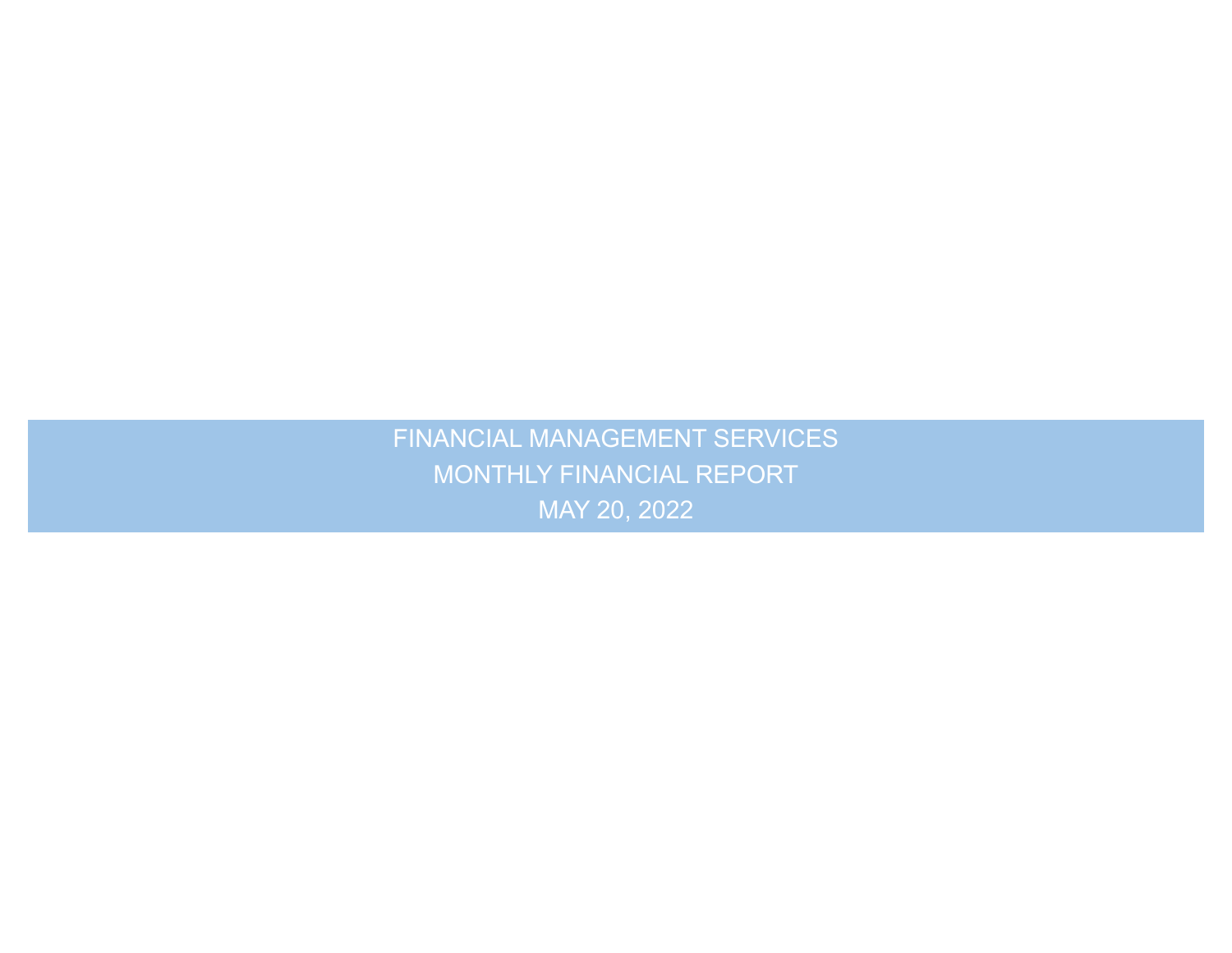# FINANCIAL MANAGEMENT SERVICES

## MONTHLY FINANCIAL REPORT

## MAY 20, 2022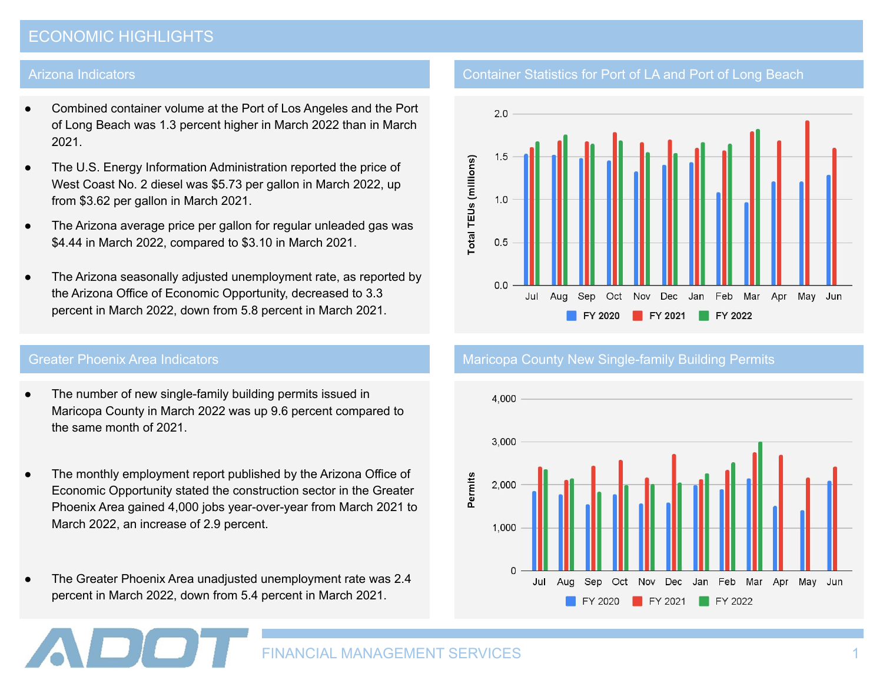# ECONOMIC HIGHLIGHTS

## Arizona Indicators

- Combined container volume at the Port of Los Angeles and the Port of Long Beach was 1.3 percent higher in March 2022 than in March 2021.
- The U.S. Energy Information Administration reported the price of West Coast No. 2 diesel was $5.73 per gallon in March 2022, up from $3.62 per gallon in March 2021.
- The Arizona average price per gallon for regular unleaded gas was $4.44 in March 2022, compared to $3.10 in March 2021.
- The Arizona seasonally adjusted unemployment rate, as reported by the Arizona Office of Economic Opportunity, decreased to 3.3 percent in March 2022, down from 5.8 percent in March 2021.

## Container Statistics for Port of LA and Port of Long Beach

Total TEUs (millions)

Jul, Aug, Sep, Oct, Nov, Dec, Jan, Feb, Mar, Apr, May, Jun

FY 2020, FY 2021, FY 2022

## Greater Phoenix Area Indicators

- The number of new single-family building permits issued in Maricopa County in March 2022 was up 9.6 percent compared to the same month of 2021.
- The monthly employment report published by the Arizona Office of Economic Opportunity stated the construction sector in the Greater Phoenix Area gained 4,000 jobs year-over-year from March 2021 to March 2022, an increase of 2.9 percent.
- The Greater Phoenix Area unadjusted unemployment rate was 2.4 percent in March 2022, down from 5.4 percent in March 2021.

## Maricopa County New Single-family Building Permits

Permits

Jul, Aug, Sep, Oct, Nov, Dec, Jan, Feb, Mar, Apr, May, Jun

FY 2020, FY 2021, FY 2022

ADOT FINANCIAL MANAGEMENT SERVICES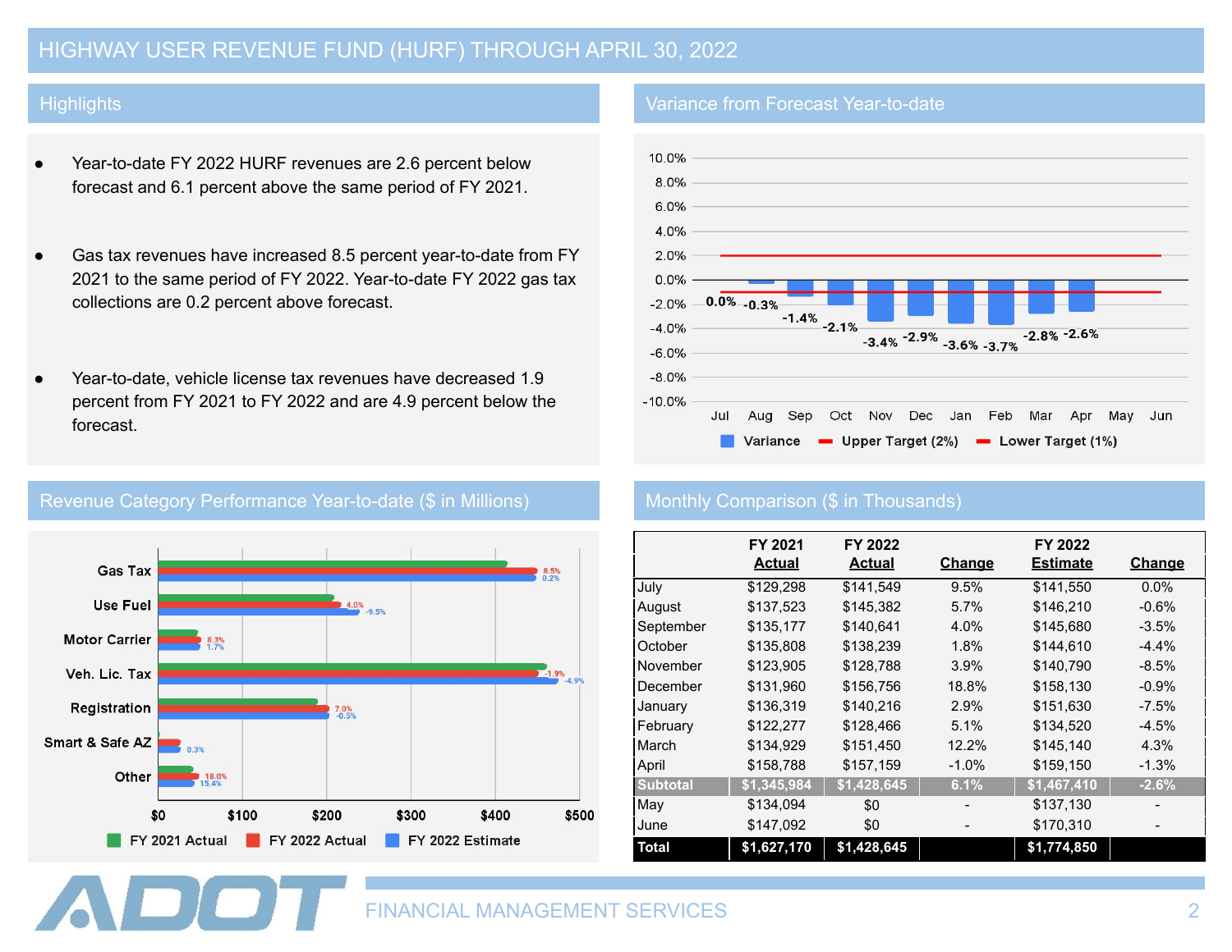# HIGHWAY USER REVENUE FUND (HURF) THROUGH APRIL 30, 2022

## Highlights

- Year-to-date FY 2022 HURF revenues are 2.6 percent below forecast and 6.1 percent above the same period of FY 2021.
- Gas tax revenues have increased 8.5 percent year-to-date from FY 2021 to the same period of FY 2022. Year-to-date FY 2022 gas tax collections are 0.2 percent above forecast.
- Year-to-date, vehicle license tax revenues have decreased 1.9 percent from FY 2021 to FY 2022 and are 4.9 percent below the forecast.

## Variance from Forecast Year-to-date

| Month | Variance |
|---|---|
| Jul | 0.0% |
| Aug | -0.3% |
| Sep | -1.4% |
| Oct | -2.1% |
| Nov | -3.4% |
| Dec | -2.9% |
| Jan | -3.6% |
| Feb | -3.7% |
| Mar | -2.8% |
| Apr | -2.6% |
| May | |
| Jun | |

Variance; Upper Target (2%); Lower Target (1%)

## Revenue Category Performance Year-to-date ($ in Millions)

| Category | FY 2022 Actual vs FY 2021 | FY 2022 Actual vs Estimate |
|---|---|---|
| Gas Tax | 8.5% | 0.2% |
| Use Fuel | 4.0% | -9.5% |
| Motor Carrier | 8.3% | 1.7% |
| Veh. Lic. Tax | -1.9% | -4.9% |
| Registration | 7.0% | -0.5% |
| Smart & Safe AZ | | 0.3% |
| Other | 18.0% | 15.4% |

FY 2021 Actual; FY 2022 Actual; FY 2022 Estimate

## Monthly Comparison ($ in Thousands)

| | FY 2021 Actual | FY 2022 Actual | Change | FY 2022 Estimate | Change |
|---|---|---|---|---|---|
| July | $129,298 | $141,549 | 9.5% | $141,550 | 0.0% |
| August | $137,523 | $145,382 | 5.7% | $146,210 | -0.6% |
| September | $135,177 | $140,641 | 4.0% | $145,680 | -3.5% |
| October | $135,808 | $138,239 | 1.8% | $144,610 | -4.4% |
| November | $123,905 | $128,788 | 3.9% | $140,790 | -8.5% |
| December | $131,960 | $156,756 | 18.8% | $158,130 | -0.9% |
| January | $136,319 | $140,216 | 2.9% | $151,630 | -7.5% |
| February | $122,277 | $128,466 | 5.1% | $134,520 | -4.5% |
| March | $134,929 | $151,450 | 12.2% | $145,140 | 4.3% |
| April | $158,788 | $157,159 | -1.0% | $159,150 | -1.3% |
| **Subtotal** | **$1,345,984** | **$1,428,645** | **6.1%** | **$1,467,410** | **-2.6%** |
| May | $134,094 | $0 | - | $137,130 | - |
| June | $147,092 | $0 | - | $170,310 | - |
| **Total** | **$1,627,170** | **$1,428,645** | | **$1,774,850** | |

ADOT

FINANCIAL MANAGEMENT SERVICES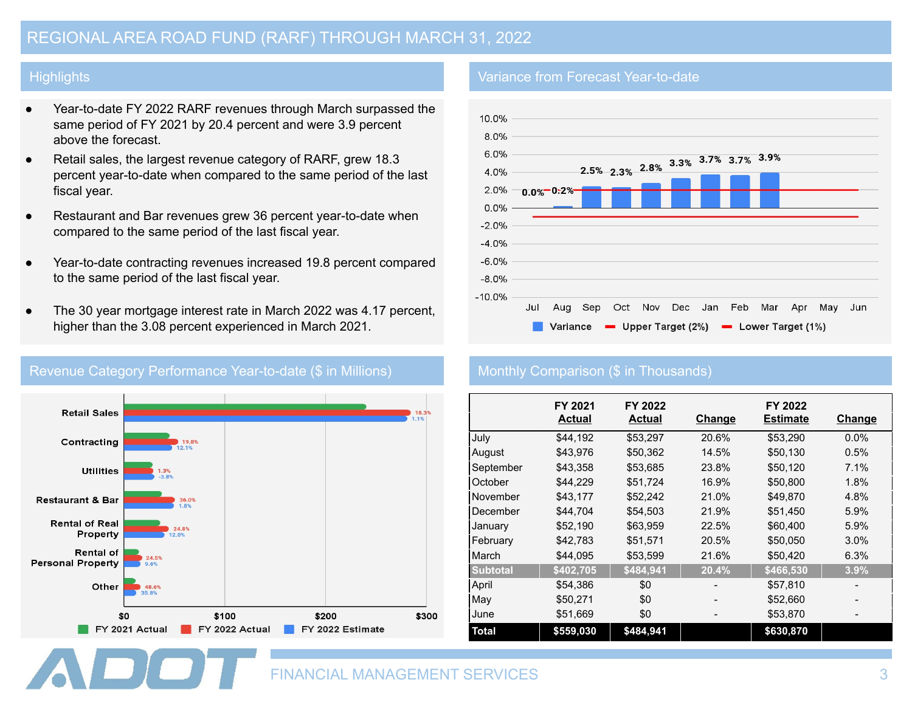# REGIONAL AREA ROAD FUND (RARF) THROUGH MARCH 31, 2022

## Highlights

- Year-to-date FY 2022 RARF revenues through March surpassed the same period of FY 2021 by 20.4 percent and were 3.9 percent above the forecast.
- Retail sales, the largest revenue category of RARF, grew 18.3 percent year-to-date when compared to the same period of the last fiscal year.
- Restaurant and Bar revenues grew 36 percent year-to-date when compared to the same period of the last fiscal year.
- Year-to-date contracting revenues increased 19.8 percent compared to the same period of the last fiscal year.
- The 30 year mortgage interest rate in March 2022 was 4.17 percent, higher than the 3.08 percent experienced in March 2021.

## Variance from Forecast Year-to-date

| Month | Variance |
|---|---|
| Jul | 0.0% |
| Aug | 0.2% |
| Sep | 2.5% |
| Oct | 2.3% |
| Nov | 2.8% |
| Dec | 3.3% |
| Jan | 3.7% |
| Feb | 3.7% |
| Mar | 3.9% |
| Apr | |
| May | |
| Jun | |

Variance; Upper Target (2%); Lower Target (1%)

## Revenue Category Performance Year-to-date ($ in Millions)

| Category | FY 2022 Actual vs FY 2021 Actual | FY 2022 Actual vs FY 2022 Estimate |
|---|---|---|
| Retail Sales | 18.3% | 1.1% |
| Contracting | 19.8% | 12.1% |
| Utilities | 1.3% | -3.8% |
| Restaurant & Bar | 36.0% | 1.8% |
| Rental of Real Property | 24.8% | 12.0% |
| Rental of Personal Property | 24.5% | 9.6% |
| Other | 48.6% | 35.8% |

FY 2021 Actual; FY 2022 Actual; FY 2022 Estimate

## Monthly Comparison ($ in Thousands)

| | FY 2021 Actual | FY 2022 Actual | Change | FY 2022 Estimate | Change |
|---|---|---|---|---|---|
| July | $44,192 | $53,297 | 20.6% | $53,290 | 0.0% |
| August | $43,976 | $50,362 | 14.5% | $50,130 | 0.5% |
| September | $43,358 | $53,685 | 23.8% | $50,120 | 7.1% |
| October | $44,229 | $51,724 | 16.9% | $50,800 | 1.8% |
| November | $43,177 | $52,242 | 21.0% | $49,870 | 4.8% |
| December | $44,704 | $54,503 | 21.9% | $51,450 | 5.9% |
| January | $52,190 | $63,959 | 22.5% | $60,400 | 5.9% |
| February | $42,783 | $51,571 | 20.5% | $50,050 | 3.0% |
| March | $44,095 | $53,599 | 21.6% | $50,420 | 6.3% |
| **Subtotal** | **$402,705** | **$484,941** | **20.4%** | **$466,530** | **3.9%** |
| April | $54,386 | $0 | - | $57,810 | - |
| May | $50,271 | $0 | - | $52,660 | - |
| June | $51,669 | $0 | - | $53,870 | - |
| **Total** | **$559,030** | **$484,941** | | **$630,870** | |

FINANCIAL MANAGEMENT SERVICES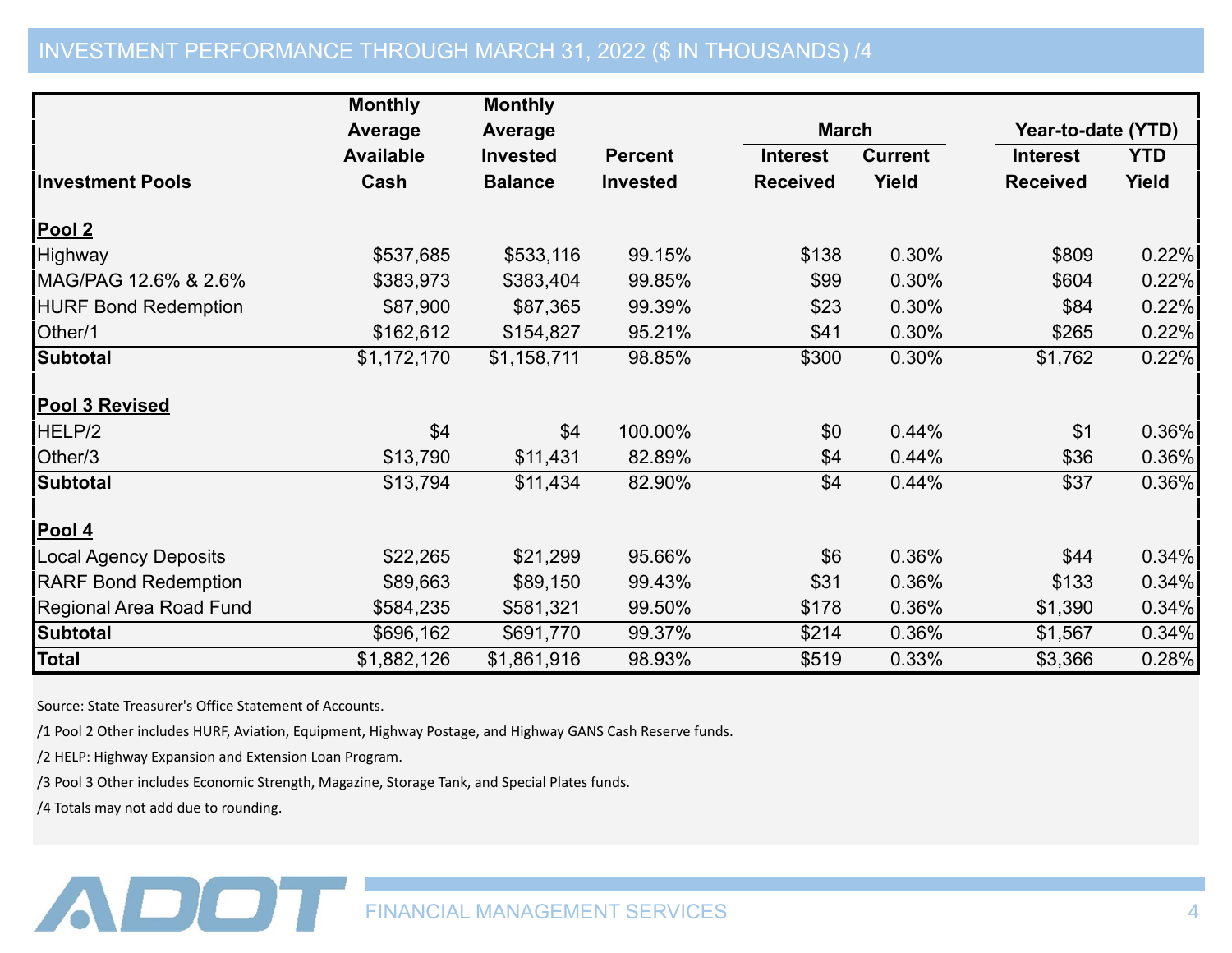## INVESTMENT PERFORMANCE THROUGH MARCH 31, 2022 ($ IN THOUSANDS) /4

| Investment Pools | Monthly Average Available Cash | Monthly Average Invested Balance | Percent Invested | March | | Year-to-date (YTD) | |
|---|---|---|---|---|---|---|---|
| | | | | Interest Received | Current Yield | Interest Received | YTD Yield |
| **Pool 2** | | | | | | | |
| Highway | $537,685 | $533,116 | 99.15% | $138 | 0.30% | $809 | 0.22% |
| MAG/PAG 12.6% & 2.6% | $383,973 | $383,404 | 99.85% | $99 | 0.30% | $604 | 0.22% |
| HURF Bond Redemption | $87,900 | $87,365 | 99.39% | $23 | 0.30% | $84 | 0.22% |
| Other/1 | $162,612 | $154,827 | 95.21% | $41 | 0.30% | $265 | 0.22% |
| **Subtotal** | $1,172,170 | $1,158,711 | 98.85% | $300 | 0.30% | $1,762 | 0.22% |
| **Pool 3 Revised** | | | | | | | |
| HELP/2 | $4 | $4 | 100.00% | $0 | 0.44% | $1 | 0.36% |
| Other/3 | $13,790 | $11,431 | 82.89% | $4 | 0.44% | $36 | 0.36% |
| **Subtotal** | $13,794 | $11,434 | 82.90% | $4 | 0.44% | $37 | 0.36% |
| **Pool 4** | | | | | | | |
| Local Agency Deposits | $22,265 | $21,299 | 95.66% | $6 | 0.36% | $44 | 0.34% |
| RARF Bond Redemption | $89,663 | $89,150 | 99.43% | $31 | 0.36% | $133 | 0.34% |
| Regional Area Road Fund | $584,235 | $581,321 | 99.50% | $178 | 0.36% | $1,390 | 0.34% |
| **Subtotal** | $696,162 | $691,770 | 99.37% | $214 | 0.36% | $1,567 | 0.34% |
| **Total** | $1,882,126 | $1,861,916 | 98.93% | $519 | 0.33% | $3,366 | 0.28% |

Source: State Treasurer's Office Statement of Accounts.

/1 Pool 2 Other includes HURF, Aviation, Equipment, Highway Postage, and Highway GANS Cash Reserve funds.

/2 HELP: Highway Expansion and Extension Loan Program.

/3 Pool 3 Other includes Economic Strength, Magazine, Storage Tank, and Special Plates funds.

/4 Totals may not add due to rounding.